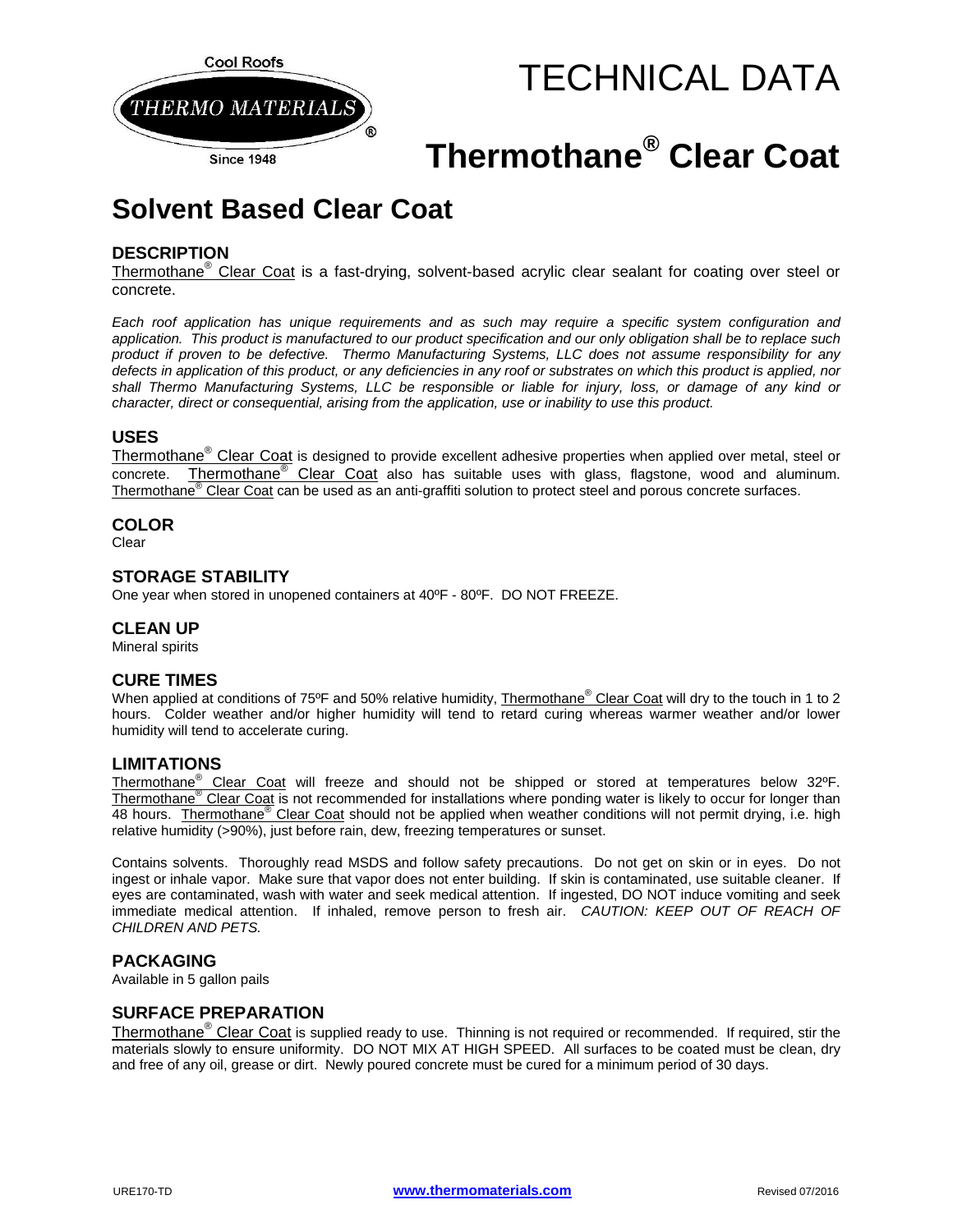Cool Roofs

THERMO MATERIALS®

Since 1948

# TECHNICAL DATA

# Thermothane® Clear Coat

## Solvent Based Clear Coat

### DESCRIPTION

Thermothane® Clear Coat is a fast-drying, solvent-based acrylic clear sealant for coating over steel or concrete.

*Each roof application has unique requirements and as such may require a specific system configuration and application. This product is manufactured to our product specification and our only obligation shall be to replace such product if proven to be defective. Thermo Manufacturing Systems, LLC does not assume responsibility for any defects in application of this product, or any deficiencies in any roof or substrates on which this product is applied, nor shall Thermo Manufacturing Systems, LLC be responsible or liable for injury, loss, or damage of any kind or character, direct or consequential, arising from the application, use or inability to use this product.*

### USES

Thermothane® Clear Coat is designed to provide excellent adhesive properties when applied over metal, steel or concrete. Thermothane® Clear Coat also has suitable uses with glass, flagstone, wood and aluminum. Thermothane® Clear Coat can be used as an anti-graffiti solution to protect steel and porous concrete surfaces.

### COLOR

Clear

### STORAGE STABILITY

One year when stored in unopened containers at 40ºF - 80ºF. DO NOT FREEZE.

### CLEAN UP

Mineral spirits

### CURE TIMES

When applied at conditions of 75ºF and 50% relative humidity, Thermothane® Clear Coat will dry to the touch in 1 to 2 hours. Colder weather and/or higher humidity will tend to retard curing whereas warmer weather and/or lower humidity will tend to accelerate curing.

### LIMITATIONS

Thermothane® Clear Coat will freeze and should not be shipped or stored at temperatures below 32ºF. Thermothane® Clear Coat is not recommended for installations where ponding water is likely to occur for longer than 48 hours. Thermothane® Clear Coat should not be applied when weather conditions will not permit drying, i.e. high relative humidity (>90%), just before rain, dew, freezing temperatures or sunset.

Contains solvents. Thoroughly read MSDS and follow safety precautions. Do not get on skin or in eyes. Do not ingest or inhale vapor. Make sure that vapor does not enter building. If skin is contaminated, use suitable cleaner. If eyes are contaminated, wash with water and seek medical attention. If ingested, DO NOT induce vomiting and seek immediate medical attention. If inhaled, remove person to fresh air. *CAUTION: KEEP OUT OF REACH OF CHILDREN AND PETS.*

### PACKAGING

Available in 5 gallon pails

### SURFACE PREPARATION

Thermothane® Clear Coat is supplied ready to use. Thinning is not required or recommended. If required, stir the materials slowly to ensure uniformity. DO NOT MIX AT HIGH SPEED. All surfaces to be coated must be clean, dry and free of any oil, grease or dirt. Newly poured concrete must be cured for a minimum period of 30 days.

URE170-TD www.thermomaterials.com Revised 07/2016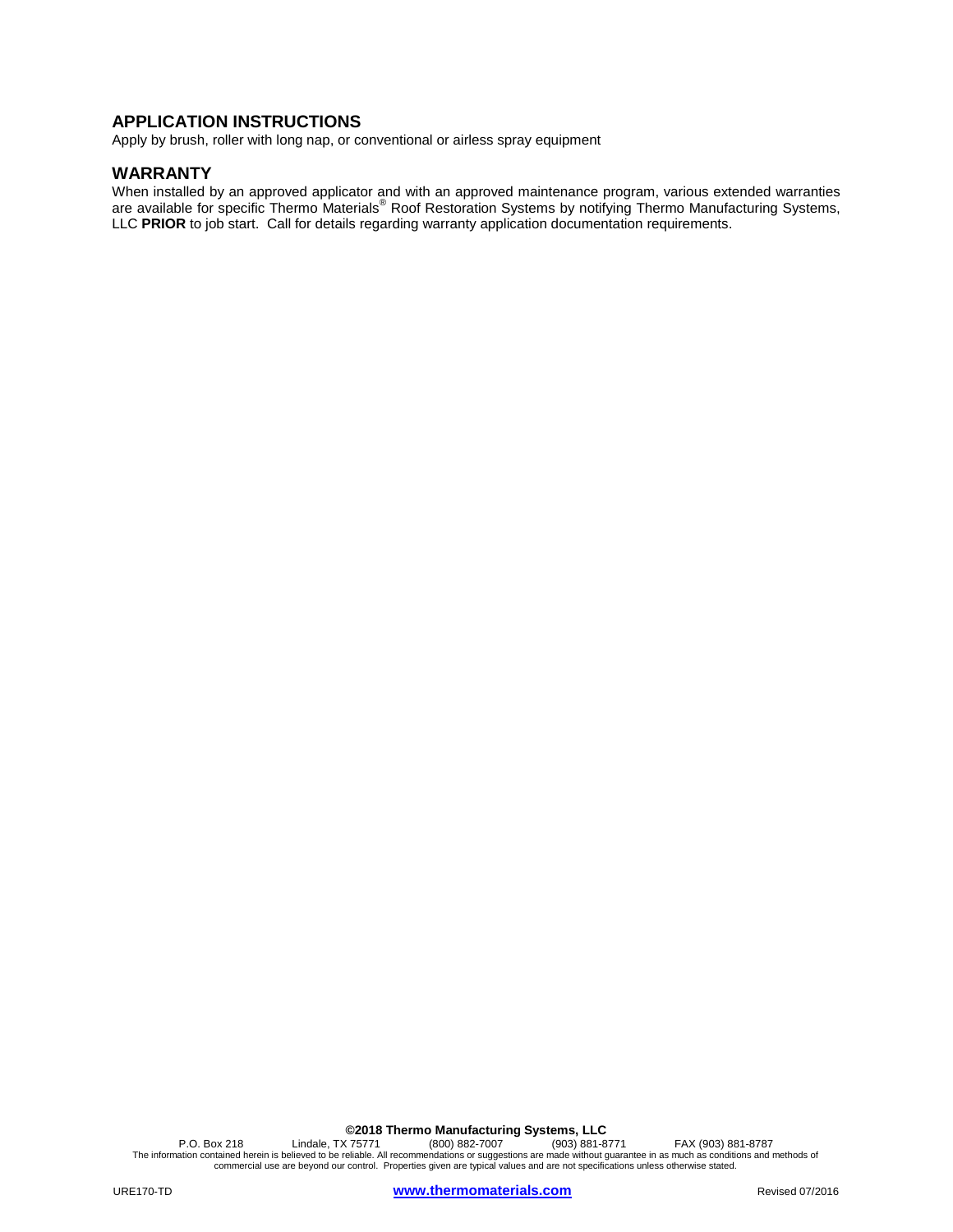## APPLICATION INSTRUCTIONS

Apply by brush, roller with long nap, or conventional or airless spray equipment

## WARRANTY

When installed by an approved applicator and with an approved maintenance program, various extended warranties are available for specific Thermo Materials® Roof Restoration Systems by notifying Thermo Manufacturing Systems, LLC **PRIOR** to job start. Call for details regarding warranty application documentation requirements.

**©2018 Thermo Manufacturing Systems, LLC**

P.O. Box 218 Lindale, TX 75771 (800) 882-7007 (903) 881-8771 FAX (903) 881-8787

The information contained herein is believed to be reliable. All recommendations or suggestions are made without guarantee in as much as conditions and methods of commercial use are beyond our control. Properties given are typical values and are not specifications unless otherwise stated.

URE170-TD **www.thermomaterials.com** Revised 07/2016